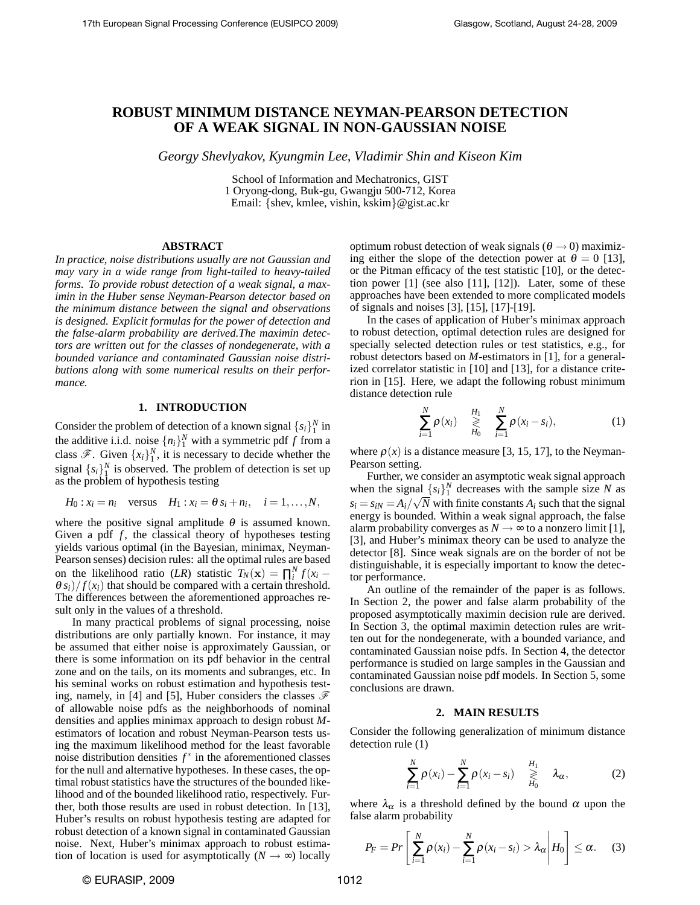# ROBUST MINIMUM DISTANCE NEYMAN-PEARSON DETECTION OF A WEAK SIGNAL IN NON-GAUSSIAN NOISE

*Georgy Shevlyakov, Kyungmin Lee, Vladimir Shin and Kiseon Kim*

School of Information and Mechatronics, GIST
1 Oryong-dong, Buk-gu, Gwangju 500-712, Korea
Email: {shev, kmlee, vishin, kskim}@gist.ac.kr

## ABSTRACT

*In practice, noise distributions usually are not Gaussian and may vary in a wide range from light-tailed to heavy-tailed forms. To provide robust detection of a weak signal, a maximin in the Huber sense Neyman-Pearson detector based on the minimum distance between the signal and observations is designed. Explicit formulas for the power of detection and the false-alarm probability are derived.The maximin detectors are written out for the classes of nondegenerate, with a bounded variance and contaminated Gaussian noise distributions along with some numerical results on their performance.*

## 1. INTRODUCTION

Consider the problem of detection of a known signal $\{s_i\}_1^N$ in the additive i.i.d. noise $\{n_i\}_1^N$ with a symmetric pdf $f$ from a class $\mathscr{F}$. Given $\{x_i\}_1^N$, it is necessary to decide whether the signal $\{s_i\}_1^N$ is observed. The problem of detection is set up as the problem of hypothesis testing

$$H_0 : x_i = n_i \quad \text{versus} \quad H_1 : x_i = \theta\, s_i + n_i, \quad i = 1,\ldots,N,$$

where the positive signal amplitude $\theta$ is assumed known. Given a pdf $f$, the classical theory of hypotheses testing yields various optimal (in the Bayesian, minimax, Neyman-Pearson senses) decision rules: all the optimal rules are based on the likelihood ratio (*LR*) statistic $T_N(\mathbf{x}) = \prod_i^N f(x_i - \theta\, s_i)/f(x_i)$ that should be compared with a certain threshold. The differences between the aforementioned approaches result only in the values of a threshold.

In many practical problems of signal processing, noise distributions are only partially known. For instance, it may be assumed that either noise is approximately Gaussian, or there is some information on its pdf behavior in the central zone and on the tails, on its moments and subranges, etc. In his seminal works on robust estimation and hypothesis testing, namely, in [4] and [5], Huber considers the classes $\mathscr{F}$ of allowable noise pdfs as the neighborhoods of nominal densities and applies minimax approach to design robust *M*-estimators of location and robust Neyman-Pearson tests using the maximum likelihood method for the least favorable noise distribution densities $f^*$ in the aforementioned classes for the null and alternative hypotheses. In these cases, the optimal robust statistics have the structures of the bounded likelihood and of the bounded likelihood ratio, respectively. Further, both those results are used in robust detection. In [13], Huber's results on robust hypothesis testing are adapted for robust detection of a known signal in contaminated Gaussian noise. Next, Huber's minimax approach to robust estimation of location is used for asymptotically ($N \to \infty$) locally optimum robust detection of weak signals ($\theta \to 0$) maximizing either the slope of the detection power at $\theta = 0$ [13], or the Pitman efficacy of the test statistic [10], or the detection power [1] (see also [11], [12]). Later, some of these approaches have been extended to more complicated models of signals and noises [3], [15], [17]-[19].

In the cases of application of Huber's minimax approach to robust detection, optimal detection rules are designed for specially selected detection rules or test statistics, e.g., for robust detectors based on *M*-estimators in [1], for a generalized correlator statistic in [10] and [13], for a distance criterion in [15]. Here, we adapt the following robust minimum distance detection rule

$$\sum_{i=1}^{N} \rho(x_i) \quad \underset{H_0}{\overset{H_1}{\gtrless}} \quad \sum_{i=1}^{N} \rho(x_i - s_i), \tag{1}$$

where $\rho(x)$ is a distance measure [3, 15, 17], to the Neyman-Pearson setting.

Further, we consider an asymptotic weak signal approach when the signal $\{s_i\}_1^N$ decreases with the sample size $N$ as $s_i = s_{iN} = A_i/\sqrt{N}$ with finite constants $A_i$ such that the signal energy is bounded. Within a weak signal approach, the false alarm probability converges as $N \to \infty$ to a nonzero limit [1], [3], and Huber's minimax theory can be used to analyze the detector [8]. Since weak signals are on the border of not be distinguishable, it is especially important to know the detector performance.

An outline of the remainder of the paper is as follows. In Section 2, the power and false alarm probability of the proposed asymptotically maximin decision rule are derived. In Section 3, the optimal maximin detection rules are written out for the nondegenerate, with a bounded variance, and contaminated Gaussian noise pdfs. In Section 4, the detector performance is studied on large samples in the Gaussian and contaminated Gaussian noise pdf models. In Section 5, some conclusions are drawn.

## 2. MAIN RESULTS

Consider the following generalization of minimum distance detection rule (1)

$$\sum_{i=1}^{N} \rho(x_i) - \sum_{i=1}^{N} \rho(x_i - s_i) \quad \underset{H_0}{\overset{H_1}{\gtrless}} \quad \lambda_\alpha, \tag{2}$$

where $\lambda_\alpha$ is a threshold defined by the bound $\alpha$ upon the false alarm probability

$$P_F = Pr\left[\sum_{i=1}^{N} \rho(x_i) - \sum_{i=1}^{N} \rho(x_i - s_i) > \lambda_\alpha \,\middle|\, H_0\right] \leq \alpha. \tag{3}$$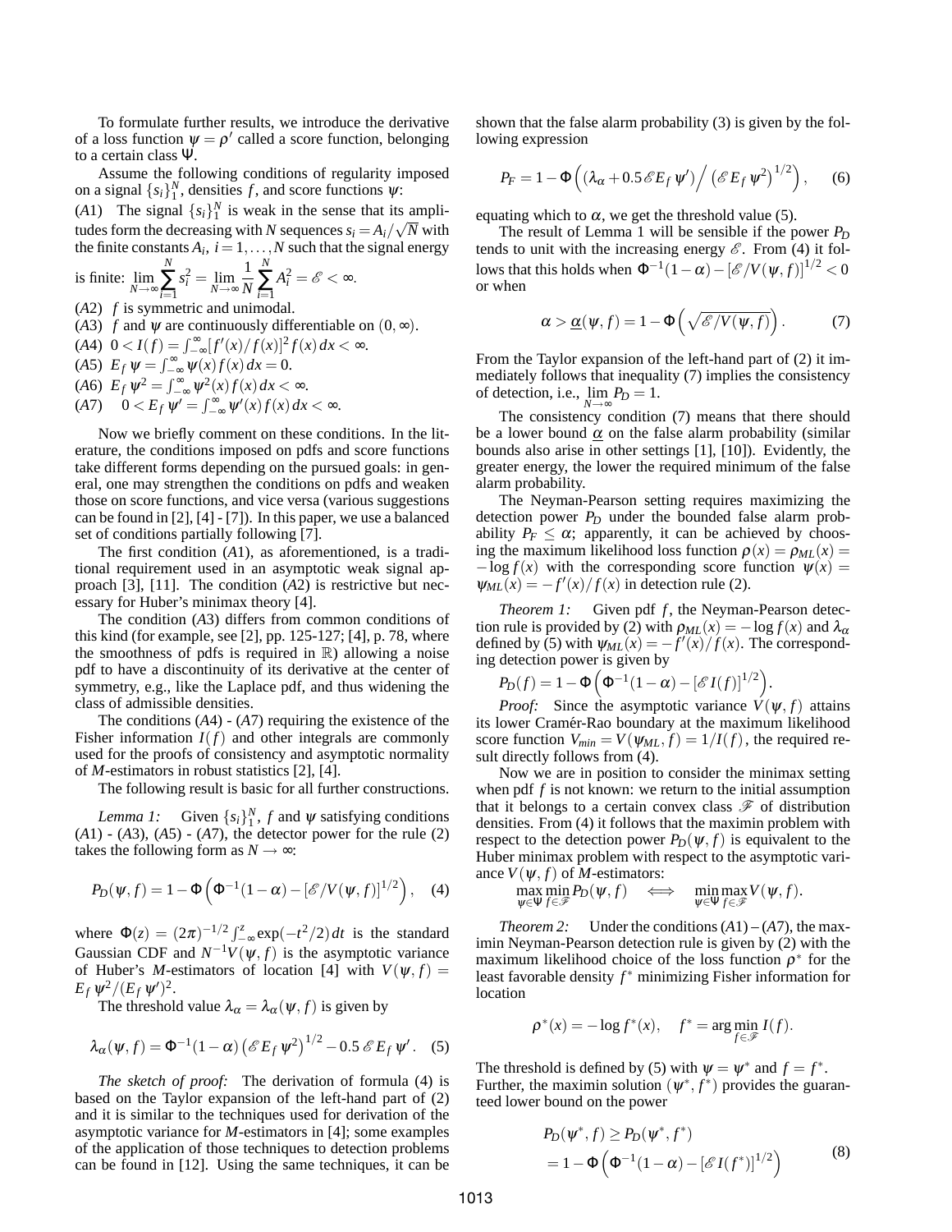To formulate further results, we introduce the derivative of a loss function $\psi = \rho'$ called a score function, belonging to a certain class $\Psi$.

Assume the following conditions of regularity imposed on a signal $\{s_i\}_1^N$, densities $f$, and score functions $\psi$:

$(A1)$ The signal $\{s_i\}_1^N$ is weak in the sense that its amplitudes form the decreasing with $N$ sequences $s_i = A_i/\sqrt{N}$ with the finite constants $A_i$, $i = 1,\ldots,N$ such that the signal energy is finite: $\lim_{N\to\infty}\sum_{i=1}^N s_i^2 = \lim_{N\to\infty}\frac{1}{N}\sum_{i=1}^N A_i^2 = \mathscr{E} < \infty$.

$(A2)$ $f$ is symmetric and unimodal.

$(A3)$ $f$ and $\psi$ are continuously differentiable on $(0,\infty)$.

$(A4)$ $0 < I(f) = \int_{-\infty}^{\infty}[f'(x)/f(x)]^2 f(x)\,dx < \infty$.

$(A5)$ $E_f\,\psi = \int_{-\infty}^{\infty}\psi(x)f(x)\,dx = 0$.

$(A6)$ $E_f\,\psi^2 = \int_{-\infty}^{\infty}\psi^2(x)f(x)\,dx < \infty$.

$(A7)$ $0 < E_f\,\psi' = \int_{-\infty}^{\infty}\psi'(x)f(x)\,dx < \infty$.

Now we briefly comment on these conditions. In the literature, the conditions imposed on pdfs and score functions take different forms depending on the pursued goals: in general, one may strengthen the conditions on pdfs and weaken those on score functions, and vice versa (various suggestions can be found in [2], [4] - [7]). In this paper, we use a balanced set of conditions partially following [7].

The first condition $(A1)$, as aforementioned, is a traditional requirement used in an asymptotic weak signal approach [3], [11]. The condition $(A2)$ is restrictive but necessary for Huber's minimax theory [4].

The condition $(A3)$ differs from common conditions of this kind (for example, see [2], pp. 125-127; [4], p. 78, where the smoothness of pdfs is required in $\mathbb{R}$) allowing a noise pdf to have a discontinuity of its derivative at the center of symmetry, e.g., like the Laplace pdf, and thus widening the class of admissible densities.

The conditions $(A4)$ - $(A7)$ requiring the existence of the Fisher information $I(f)$ and other integrals are commonly used for the proofs of consistency and asymptotic normality of $M$-estimators in robust statistics [2], [4].

The following result is basic for all further constructions.

*Lemma 1:* Given $\{s_i\}_1^N$, $f$ and $\psi$ satisfying conditions $(A1)$ - $(A3)$, $(A5)$ - $(A7)$, the detector power for the rule (2) takes the following form as $N \to \infty$:

$$P_D(\psi, f) = 1 - \Phi\left(\Phi^{-1}(1-\alpha) - [\mathscr{E}/V(\psi,f)]^{1/2}\right), \quad (4)$$

where $\Phi(z) = (2\pi)^{-1/2}\int_{-\infty}^{z}\exp(-t^2/2)\,dt$ is the standard Gaussian CDF and $N^{-1}V(\psi,f)$ is the asymptotic variance of Huber's $M$-estimators of location [4] with $V(\psi,f) = E_f\,\psi^2/(E_f\,\psi')^2$.

The threshold value $\lambda_\alpha = \lambda_\alpha(\psi,f)$ is given by

$$\lambda_\alpha(\psi,f) = \Phi^{-1}(1-\alpha)\left(\mathscr{E}E_f\,\psi^2\right)^{1/2} - 0.5\,\mathscr{E}\,E_f\,\psi'. \quad (5)$$

*The sketch of proof:* The derivation of formula (4) is based on the Taylor expansion of the left-hand part of (2) and it is similar to the techniques used for derivation of the asymptotic variance for $M$-estimators in [4]; some examples of the application of those techniques to detection problems can be found in [12]. Using the same techniques, it can be shown that the false alarm probability (3) is given by the following expression

$$P_F = 1 - \Phi\left(\left(\lambda_\alpha + 0.5\mathscr{E}E_f\,\psi'\right)\Big/\left(\mathscr{E}E_f\,\psi^2\right)^{1/2}\right), \quad (6)$$

equating which to $\alpha$, we get the threshold value (5).

The result of Lemma 1 will be sensible if the power $P_D$ tends to unit with the increasing energy $\mathscr{E}$. From (4) it follows that this holds when $\Phi^{-1}(1-\alpha) - [\mathscr{E}/V(\psi,f)]^{1/2} < 0$ or when

$$\alpha > \underline{\alpha}(\psi,f) = 1 - \Phi\left(\sqrt{\mathscr{E}/V(\psi,f)}\right). \quad (7)$$

From the Taylor expansion of the left-hand part of (2) it immediately follows that inequality (7) implies the consistency of detection, i.e., $\lim_{N\to\infty}P_D = 1$.

The consistency condition (7) means that there should be a lower bound $\underline{\alpha}$ on the false alarm probability (similar bounds also arise in other settings [1], [10]). Evidently, the greater energy, the lower the required minimum of the false alarm probability.

The Neyman-Pearson setting requires maximizing the detection power $P_D$ under the bounded false alarm probability $P_F \le \alpha$; apparently, it can be achieved by choosing the maximum likelihood loss function $\rho(x) = \rho_{ML}(x) = -\log f(x)$ with the corresponding score function $\psi(x) = \psi_{ML}(x) = -f'(x)/f(x)$ in detection rule (2).

*Theorem 1:* Given pdf $f$, the Neyman-Pearson detection rule is provided by (2) with $\rho_{ML}(x) = -\log f(x)$ and $\lambda_\alpha$ defined by (5) with $\psi_{ML}(x) = -f'(x)/f(x)$. The corresponding detection power is given by

$$P_D(f) = 1 - \Phi\left(\Phi^{-1}(1-\alpha) - [\mathscr{E}\,I(f)]^{1/2}\right).$$

*Proof:* Since the asymptotic variance $V(\psi,f)$ attains its lower Cramér-Rao boundary at the maximum likelihood score function $V_{min} = V(\psi_{ML}, f) = 1/I(f)$, the required result directly follows from (4).

Now we are in position to consider the minimax setting when pdf $f$ is not known: we return to the initial assumption that it belongs to a certain convex class $\mathscr{F}$ of distribution densities. From (4) it follows that the maximin problem with respect to the detection power $P_D(\psi,f)$ is equivalent to the Huber minimax problem with respect to the asymptotic variance $V(\psi,f)$ of $M$-estimators:

$$\max_{\psi\in\Psi}\min_{f\in\mathscr{F}} P_D(\psi,f) \iff \min_{\psi\in\Psi}\max_{f\in\mathscr{F}} V(\psi,f).$$

*Theorem 2:* Under the conditions $(A1)$ – $(A7)$, the maximin Neyman-Pearson detection rule is given by (2) with the maximum likelihood choice of the loss function $\rho^*$ for the least favorable density $f^*$ minimizing Fisher information for location

$$\rho^*(x) = -\log f^*(x), \quad f^* = \arg\min_{f\in\mathscr{F}} I(f).$$

The threshold is defined by (5) with $\psi = \psi^*$ and $f = f^*$. Further, the maximin solution $(\psi^*, f^*)$ provides the guaranteed lower bound on the power

$$\begin{aligned} P_D(\psi^*, f) &\ge P_D(\psi^*, f^*) \\ &= 1 - \Phi\left(\Phi^{-1}(1-\alpha) - [\mathscr{E}\,I(f^*)]^{1/2}\right) \end{aligned} \quad (8)$$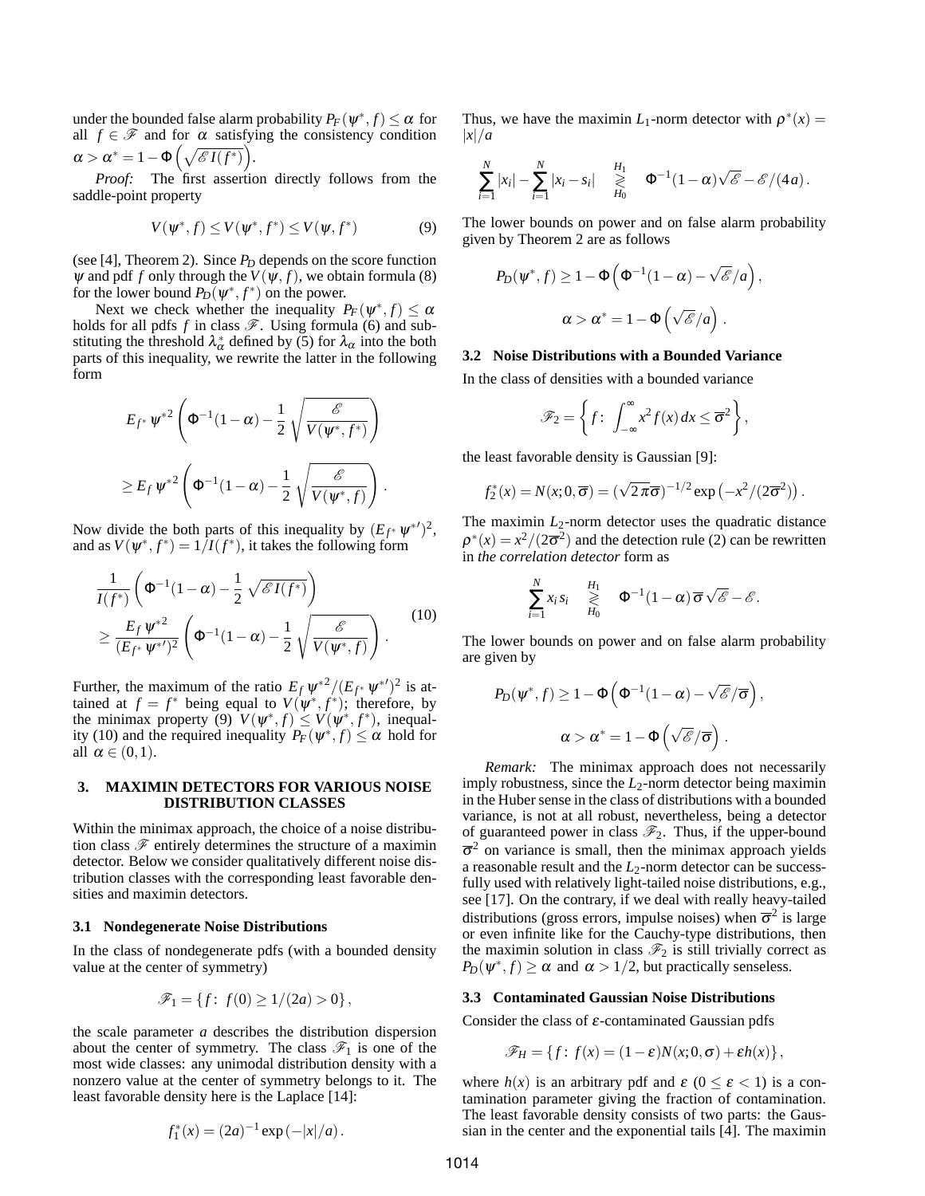under the bounded false alarm probability $P_F(\psi^*, f) \le \alpha$ for all $f \in \mathscr{F}$ and for $\alpha$ satisfying the consistency condition $\alpha > \alpha^* = 1 - \Phi\left(\sqrt{\mathscr{E} I(f^*)}\right)$.

*Proof:* The first assertion directly follows from the saddle-point property

$$V(\psi^*, f) \le V(\psi^*, f^*) \le V(\psi, f^*) \tag{9}$$

(see [4], Theorem 2). Since $P_D$ depends on the score function $\psi$ and pdf $f$ only through the $V(\psi, f)$, we obtain formula (8) for the lower bound $P_D(\psi^*, f^*)$ on the power.

Next we check whether the inequality $P_F(\psi^*, f) \le \alpha$ holds for all pdfs $f$ in class $\mathscr{F}$. Using formula (6) and substituting the threshold $\lambda_\alpha^*$ defined by (5) for $\lambda_\alpha$ into the both parts of this inequality, we rewrite the latter in the following form

$$E_{f^*} \psi^{*2} \left( \Phi^{-1}(1-\alpha) - \frac{1}{2}\sqrt{\frac{\mathscr{E}}{V(\psi^*, f^*)}} \right)$$

$$\ge E_f \psi^{*2} \left( \Phi^{-1}(1-\alpha) - \frac{1}{2}\sqrt{\frac{\mathscr{E}}{V(\psi^*, f)}} \right).$$

Now divide the both parts of this inequality by $(E_{f^*}\psi^{*\prime})^2$, and as $V(\psi^*, f^*) = 1/I(f^*)$, it takes the following form

$$\begin{aligned} &\frac{1}{I(f^*)}\left( \Phi^{-1}(1-\alpha) - \frac{1}{2}\sqrt{\mathscr{E} I(f^*)} \right) \\ &\ge \frac{E_f \psi^{*2}}{(E_{f^*}\psi^{*\prime})^2} \left( \Phi^{-1}(1-\alpha) - \frac{1}{2}\sqrt{\frac{\mathscr{E}}{V(\psi^*, f)}} \right). \end{aligned} \tag{10}$$

Further, the maximum of the ratio $E_f \psi^{*2}/(E_{f^*}\psi^{*\prime})^2$ is attained at $f = f^*$ being equal to $V(\psi^*, f^*)$; therefore, by the minimax property (9) $V(\psi^*, f) \le V(\psi^*, f^*)$, inequality (10) and the required inequality $P_F(\psi^*, f) \le \alpha$ hold for all $\alpha \in (0,1)$.

## 3. MAXIMIN DETECTORS FOR VARIOUS NOISE DISTRIBUTION CLASSES

Within the minimax approach, the choice of a noise distribution class $\mathscr{F}$ entirely determines the structure of a maximin detector. Below we consider qualitatively different noise distribution classes with the corresponding least favorable densities and maximin detectors.

### 3.1 Nondegenerate Noise Distributions

In the class of nondegenerate pdfs (with a bounded density value at the center of symmetry)

$$\mathscr{F}_1 = \{ f:\; f(0) \ge 1/(2a) > 0 \},$$

the scale parameter $a$ describes the distribution dispersion about the center of symmetry. The class $\mathscr{F}_1$ is one of the most wide classes: any unimodal distribution density with a nonzero value at the center of symmetry belongs to it. The least favorable density here is the Laplace [14]:

$$f_1^*(x) = (2a)^{-1} \exp(-|x|/a).$$

Thus, we have the maximin $L_1$-norm detector with $\rho^*(x) = |x|/a$

$$\sum_{i=1}^N |x_i| - \sum_{i=1}^N |x_i - s_i| \;\; \underset{H_0}{\overset{H_1}{\gtrless}} \;\; \Phi^{-1}(1-\alpha)\sqrt{\mathscr{E}} - \mathscr{E}/(4a).$$

The lower bounds on power and on false alarm probability given by Theorem 2 are as follows

$$P_D(\psi^*, f) \ge 1 - \Phi\left(\Phi^{-1}(1-\alpha) - \sqrt{\mathscr{E}}/a\right),$$

$$\alpha > \alpha^* = 1 - \Phi\left(\sqrt{\mathscr{E}}/a\right).$$

### 3.2 Noise Distributions with a Bounded Variance

In the class of densities with a bounded variance

$$\mathscr{F}_2 = \left\{ f:\; \int_{-\infty}^{\infty} x^2 f(x)\, dx \le \overline{\sigma}^2 \right\},$$

the least favorable density is Gaussian [9]:

$$f_2^*(x) = N(x; 0, \overline{\sigma}) = (\sqrt{2\pi}\overline{\sigma})^{-1/2} \exp\left(-x^2/(2\overline{\sigma}^2)\right).$$

The maximin $L_2$-norm detector uses the quadratic distance $\rho^*(x) = x^2/(2\overline{\sigma}^2)$ and the detection rule (2) can be rewritten in *the correlation detector* form as

$$\sum_{i=1}^N x_i s_i \;\; \underset{H_0}{\overset{H_1}{\gtrless}} \;\; \Phi^{-1}(1-\alpha)\, \overline{\sigma}\sqrt{\mathscr{E}} - \mathscr{E}.$$

The lower bounds on power and on false alarm probability are given by

$$P_D(\psi^*, f) \ge 1 - \Phi\left(\Phi^{-1}(1-\alpha) - \sqrt{\mathscr{E}}/\overline{\sigma}\right),$$

$$\alpha > \alpha^* = 1 - \Phi\left(\sqrt{\mathscr{E}}/\overline{\sigma}\right).$$

*Remark:* The minimax approach does not necessarily imply robustness, since the $L_2$-norm detector being maximin in the Huber sense in the class of distributions with a bounded variance, is not at all robust, nevertheless, being a detector of guaranteed power in class $\mathscr{F}_2$. Thus, if the upper-bound $\overline{\sigma}^2$ on variance is small, then the minimax approach yields a reasonable result and the $L_2$-norm detector can be successfully used with relatively light-tailed noise distributions, e.g., see [17]. On the contrary, if we deal with really heavy-tailed distributions (gross errors, impulse noises) when $\overline{\sigma}^2$ is large or even infinite like for the Cauchy-type distributions, then the maximin solution in class $\mathscr{F}_2$ is still trivially correct as $P_D(\psi^*, f) \ge \alpha$ and $\alpha > 1/2$, but practically senseless.

### 3.3 Contaminated Gaussian Noise Distributions

Consider the class of $\varepsilon$-contaminated Gaussian pdfs

$$\mathscr{F}_H = \{ f:\; f(x) = (1-\varepsilon) N(x; 0, \sigma) + \varepsilon h(x) \},$$

where $h(x)$ is an arbitrary pdf and $\varepsilon$ ($0 \le \varepsilon < 1$) is a contamination parameter giving the fraction of contamination. The least favorable density consists of two parts: the Gaussian in the center and the exponential tails [4]. The maximin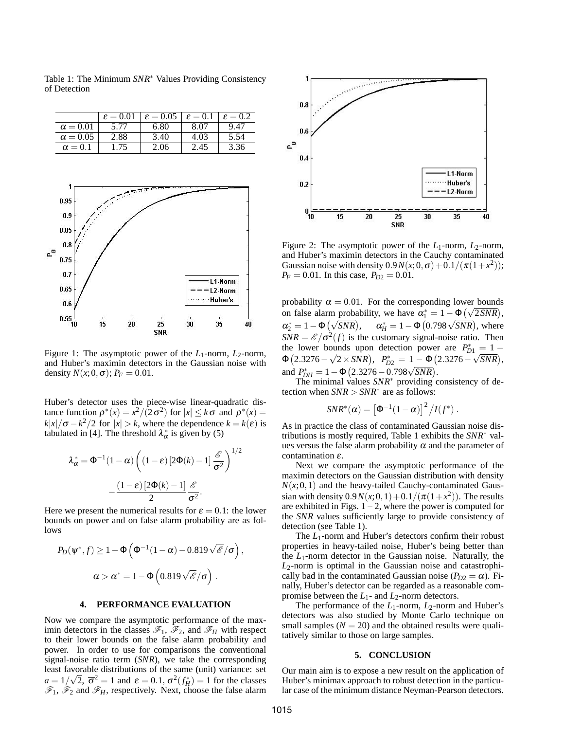Table 1: The Minimum $SNR^*$ Values Providing Consistency of Detection

| | $\varepsilon = 0.01$ | $\varepsilon = 0.05$ | $\varepsilon = 0.1$ | $\varepsilon = 0.2$ |
|---|---|---|---|---|
| $\alpha = 0.01$ | 5.77 | 6.80 | 8.07 | 9.47 |
| $\alpha = 0.05$ | 2.88 | 3.40 | 4.03 | 5.54 |
| $\alpha = 0.1$ | 1.75 | 2.06 | 2.45 | 3.36 |

Figure 1: The asymptotic power of the $L_1$-norm, $L_2$-norm, and Huber's maximin detectors in the Gaussian noise with density $N(x;0,\sigma)$; $P_F = 0.01$.

Huber's detector uses the piece-wise linear-quadratic distance function $\rho^*(x) = x^2/(2\sigma^2)$ for $|x| \le k\sigma$ and $\rho^*(x) = k|x|/\sigma - k^2/2$ for $|x| > k$, where the dependence $k = k(\varepsilon)$ is tabulated in [4]. The threshold $\lambda^*_\alpha$ is given by (5)

$$\lambda^*_\alpha = \Phi^{-1}(1-\alpha)\left((1-\varepsilon)\left[2\Phi(k)-1\right]\frac{\mathscr{E}}{\sigma^2}\right)^{1/2} - \frac{(1-\varepsilon)\left[2\Phi(k)-1\right]}{2}\frac{\mathscr{E}}{\sigma^2}.$$

Here we present the numerical results for $\varepsilon = 0.1$: the lower bounds on power and on false alarm probability are as follows

$$P_D(\psi^*, f) \ge 1 - \Phi\left(\Phi^{-1}(1-\alpha) - 0.819\sqrt{\mathscr{E}}/\sigma\right),$$

$$\alpha > \alpha^* = 1 - \Phi\left(0.819\sqrt{\mathscr{E}}/\sigma\right).$$

## 4. PERFORMANCE EVALUATION

Now we compare the asymptotic performance of the maximin detectors in the classes $\mathscr{F}_1$, $\mathscr{F}_2$, and $\mathscr{F}_H$ with respect to their lower bounds on the false alarm probability and power. In order to use for comparisons the conventional signal-noise ratio term ($SNR$), we take the corresponding least favorable distributions of the same (unit) variance: set $a = 1/\sqrt{2}$, $\overline{\sigma}^2 = 1$ and $\varepsilon = 0.1$, $\sigma^2(f^*_H) = 1$ for the classes $\mathscr{F}_1$, $\mathscr{F}_2$ and $\mathscr{F}_H$, respectively. Next, choose the false alarm probability $\alpha = 0.01$. For the corresponding lower bounds on false alarm probability, we have $\alpha^*_1 = 1 - \Phi\left(\sqrt{2SNR}\right)$, $\alpha^*_2 = 1 - \Phi\left(\sqrt{SNR}\right)$, $\alpha^*_H = 1 - \Phi\left(0.798\sqrt{SNR}\right)$, where $SNR = \mathscr{E}/\sigma^2(f)$ is the customary signal-noise ratio. Then the lower bounds upon detection power are $P^*_{D1} = 1 - \Phi\left(2.3276 - \sqrt{2 \times SNR}\right)$, $P^*_{D2} = 1 - \Phi\left(2.3276 - \sqrt{SNR}\right)$, and $P^*_{DH} = 1 - \Phi\left(2.3276 - 0.798\sqrt{SNR}\right)$.

Figure 2: The asymptotic power of the $L_1$-norm, $L_2$-norm, and Huber's maximin detectors in the Cauchy contaminated Gaussian noise with density $0.9N(x;0,\sigma) + 0.1/(\pi(1+x^2))$; $P_F = 0.01$. In this case, $P_{D2} = 0.01$.

The minimal values $SNR^*$ providing consistency of detection when $SNR > SNR^*$ are as follows:

$$SNR^*(\alpha) = \left[\Phi^{-1}(1-\alpha)\right]^2 / I(f^*).$$

As in practice the class of contaminated Gaussian noise distributions is mostly required, Table 1 exhibits the $SNR^*$ values versus the false alarm probability $\alpha$ and the parameter of contamination $\varepsilon$.

Next we compare the asymptotic performance of the maximin detectors on the Gaussian distribution with density $N(x;0,1)$ and the heavy-tailed Cauchy-contaminated Gaussian with density $0.9N(x;0,1) + 0.1/(\pi(1+x^2))$. The results are exhibited in Figs. 1 – 2, where the power is computed for the $SNR$ values sufficiently large to provide consistency of detection (see Table 1).

The $L_1$-norm and Huber's detectors confirm their robust properties in heavy-tailed noise, Huber's being better than the $L_1$-norm detector in the Gaussian noise. Naturally, the $L_2$-norm is optimal in the Gaussian noise and catastrophically bad in the contaminated Gaussian noise ($P_{D2} = \alpha$). Finally, Huber's detector can be regarded as a reasonable compromise between the $L_1$- and $L_2$-norm detectors.

The performance of the $L_1$-norm, $L_2$-norm and Huber's detectors was also studied by Monte Carlo technique on small samples ($N = 20$) and the obtained results were qualitatively similar to those on large samples.

## 5. CONCLUSION

Our main aim is to expose a new result on the application of Huber's minimax approach to robust detection in the particular case of the minimum distance Neyman-Pearson detectors.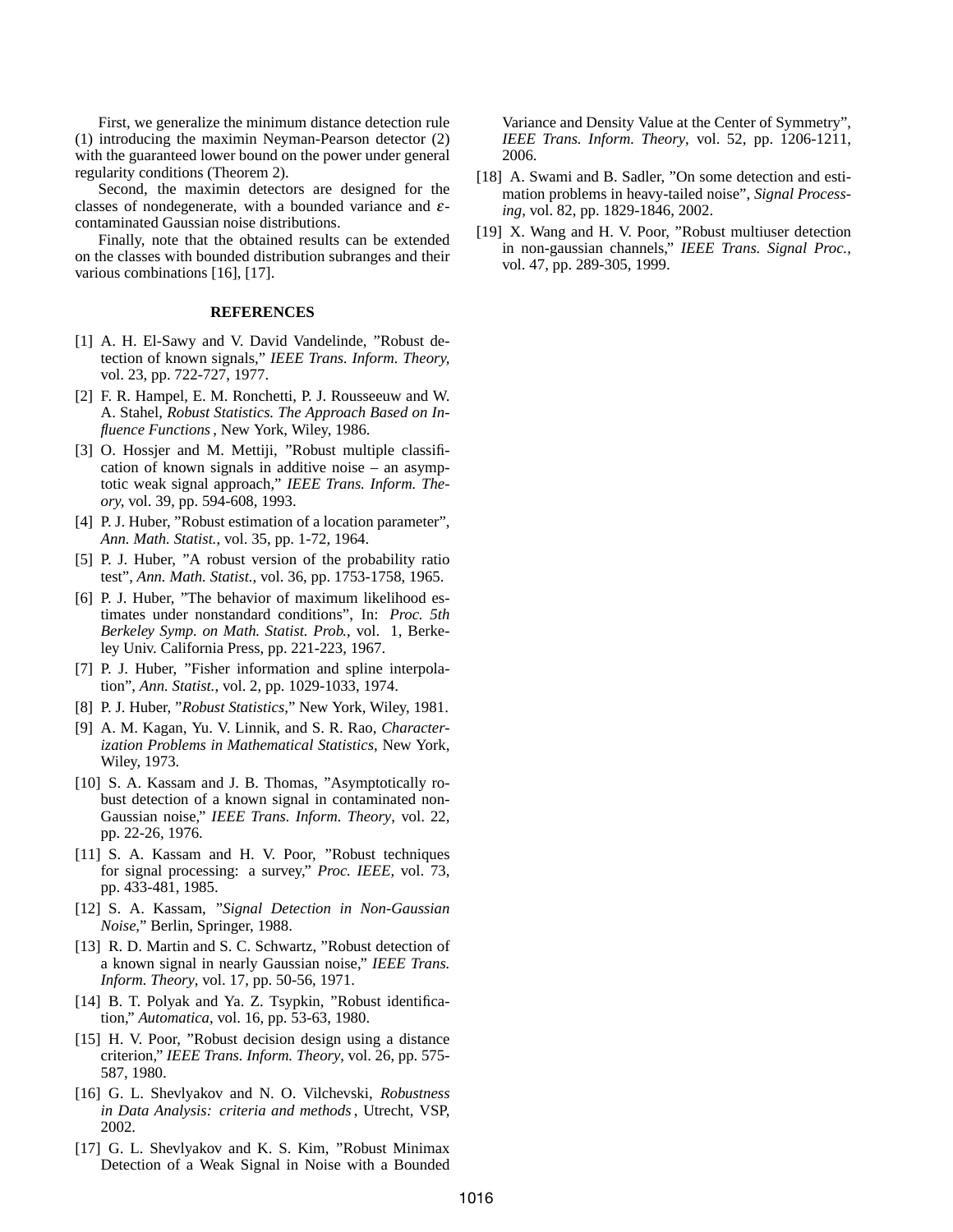First, we generalize the minimum distance detection rule (1) introducing the maximin Neyman-Pearson detector (2) with the guaranteed lower bound on the power under general regularity conditions (Theorem 2).

Second, the maximin detectors are designed for the classes of nondegenerate, with a bounded variance and $\varepsilon$-contaminated Gaussian noise distributions.

Finally, note that the obtained results can be extended on the classes with bounded distribution subranges and their various combinations [16], [17].

## REFERENCES

[1] A. H. El-Sawy and V. David Vandelinde, "Robust detection of known signals," *IEEE Trans. Inform. Theory*, vol. 23, pp. 722-727, 1977.

[2] F. R. Hampel, E. M. Ronchetti, P. J. Rousseeuw and W. A. Stahel, *Robust Statistics. The Approach Based on Influence Functions*, New York, Wiley, 1986.

[3] O. Hossjer and M. Mettiji, "Robust multiple classification of known signals in additive noise – an asymptotic weak signal approach," *IEEE Trans. Inform. Theory*, vol. 39, pp. 594-608, 1993.

[4] P. J. Huber, "Robust estimation of a location parameter", *Ann. Math. Statist.*, vol. 35, pp. 1-72, 1964.

[5] P. J. Huber, "A robust version of the probability ratio test", *Ann. Math. Statist.*, vol. 36, pp. 1753-1758, 1965.

[6] P. J. Huber, "The behavior of maximum likelihood estimates under nonstandard conditions", In: *Proc. 5th Berkeley Symp. on Math. Statist. Prob.*, vol. 1, Berkeley Univ. California Press, pp. 221-223, 1967.

[7] P. J. Huber, "Fisher information and spline interpolation", *Ann. Statist.*, vol. 2, pp. 1029-1033, 1974.

[8] P. J. Huber, "*Robust Statistics*," New York, Wiley, 1981.

[9] A. M. Kagan, Yu. V. Linnik, and S. R. Rao, *Characterization Problems in Mathematical Statistics*, New York, Wiley, 1973.

[10] S. A. Kassam and J. B. Thomas, "Asymptotically robust detection of a known signal in contaminated non-Gaussian noise," *IEEE Trans. Inform. Theory*, vol. 22, pp. 22-26, 1976.

[11] S. A. Kassam and H. V. Poor, "Robust techniques for signal processing: a survey," *Proc. IEEE*, vol. 73, pp. 433-481, 1985.

[12] S. A. Kassam, "*Signal Detection in Non-Gaussian Noise*," Berlin, Springer, 1988.

[13] R. D. Martin and S. C. Schwartz, "Robust detection of a known signal in nearly Gaussian noise," *IEEE Trans. Inform. Theory*, vol. 17, pp. 50-56, 1971.

[14] B. T. Polyak and Ya. Z. Tsypkin, "Robust identification," *Automatica*, vol. 16, pp. 53-63, 1980.

[15] H. V. Poor, "Robust decision design using a distance criterion," *IEEE Trans. Inform. Theory*, vol. 26, pp. 575-587, 1980.

[16] G. L. Shevlyakov and N. O. Vilchevski, *Robustness in Data Analysis: criteria and methods*, Utrecht, VSP, 2002.

[17] G. L. Shevlyakov and K. S. Kim, "Robust Minimax Detection of a Weak Signal in Noise with a Bounded Variance and Density Value at the Center of Symmetry", *IEEE Trans. Inform. Theory*, vol. 52, pp. 1206-1211, 2006.

[18] A. Swami and B. Sadler, "On some detection and estimation problems in heavy-tailed noise", *Signal Processing*, vol. 82, pp. 1829-1846, 2002.

[19] X. Wang and H. V. Poor, "Robust multiuser detection in non-gaussian channels," *IEEE Trans. Signal Proc.*, vol. 47, pp. 289-305, 1999.